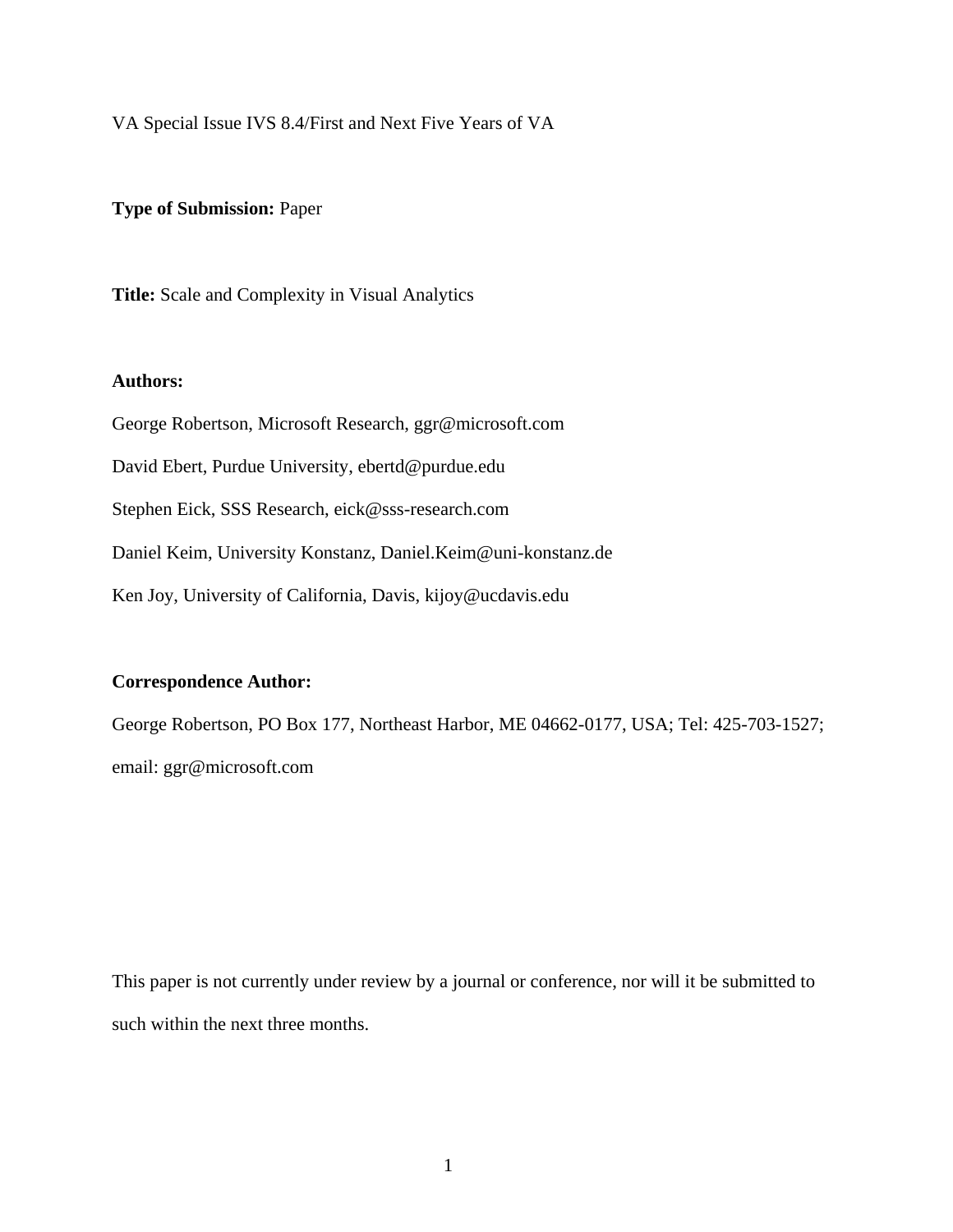VA Special Issue IVS 8.4/First and Next Five Years of VA

**Type of Submission:** Paper

**Title:** Scale and Complexity in Visual Analytics

**Authors:**

George Robertson, Microsoft Research, ggr@microsoft.com

David Ebert, Purdue University, ebertd@purdue.edu

Stephen Eick, SSS Research, eick@sss-research.com

Daniel Keim, University Konstanz, Daniel.Keim@uni-konstanz.de

Ken Joy, University of California, Davis, kijoy@ucdavis.edu

**Correspondence Author:**

George Robertson, PO Box 177, Northeast Harbor, ME 04662-0177, USA; Tel: 425-703-1527; email: ggr@microsoft.com

This paper is not currently under review by a journal or conference, nor will it be submitted to such within the next three months.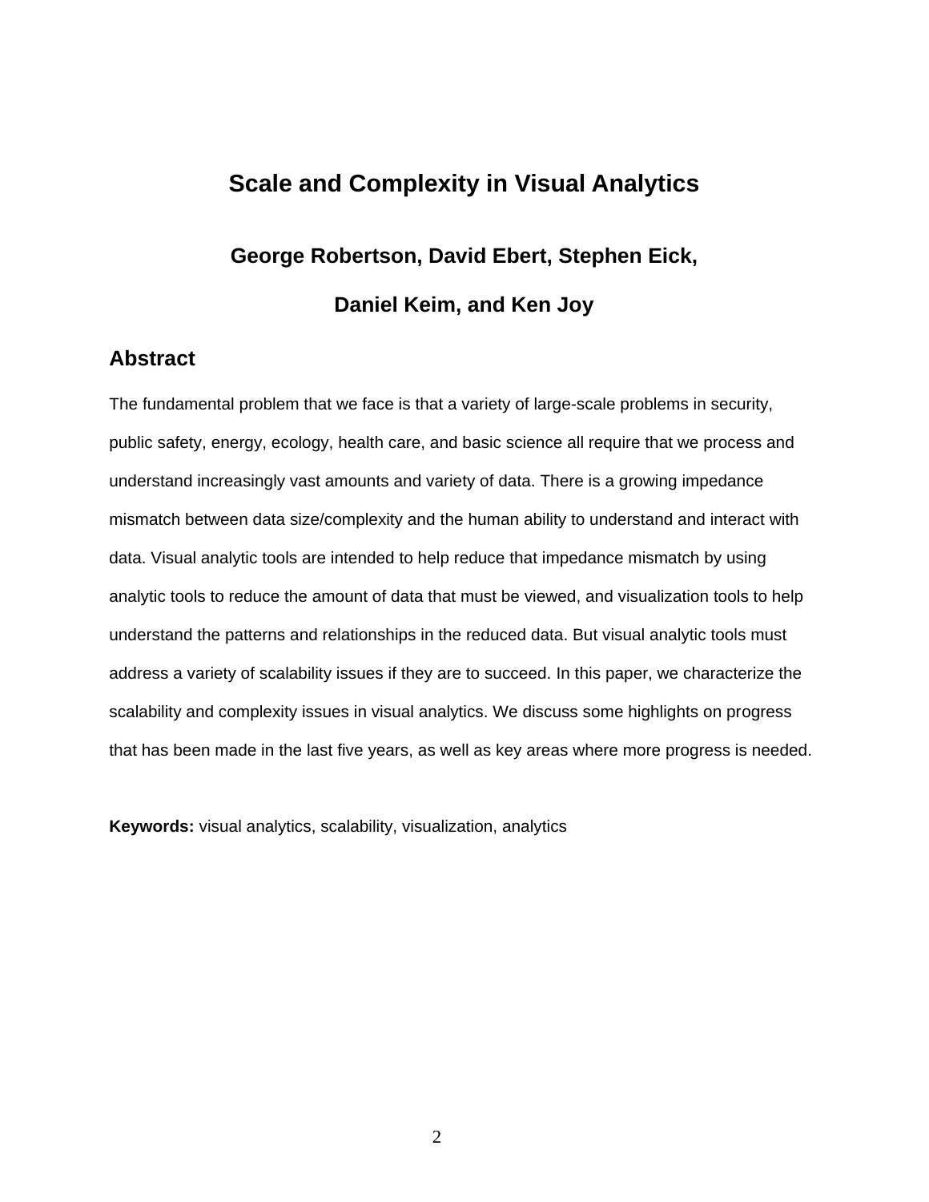# Scale and Complexity in Visual Analytics

**George Robertson, David Ebert, Stephen Eick,**

**Daniel Keim, and Ken Joy**

## Abstract

The fundamental problem that we face is that a variety of large-scale problems in security, public safety, energy, ecology, health care, and basic science all require that we process and understand increasingly vast amounts and variety of data. There is a growing impedance mismatch between data size/complexity and the human ability to understand and interact with data. Visual analytic tools are intended to help reduce that impedance mismatch by using analytic tools to reduce the amount of data that must be viewed, and visualization tools to help understand the patterns and relationships in the reduced data. But visual analytic tools must address a variety of scalability issues if they are to succeed. In this paper, we characterize the scalability and complexity issues in visual analytics. We discuss some highlights on progress that has been made in the last five years, as well as key areas where more progress is needed.

**Keywords:** visual analytics, scalability, visualization, analytics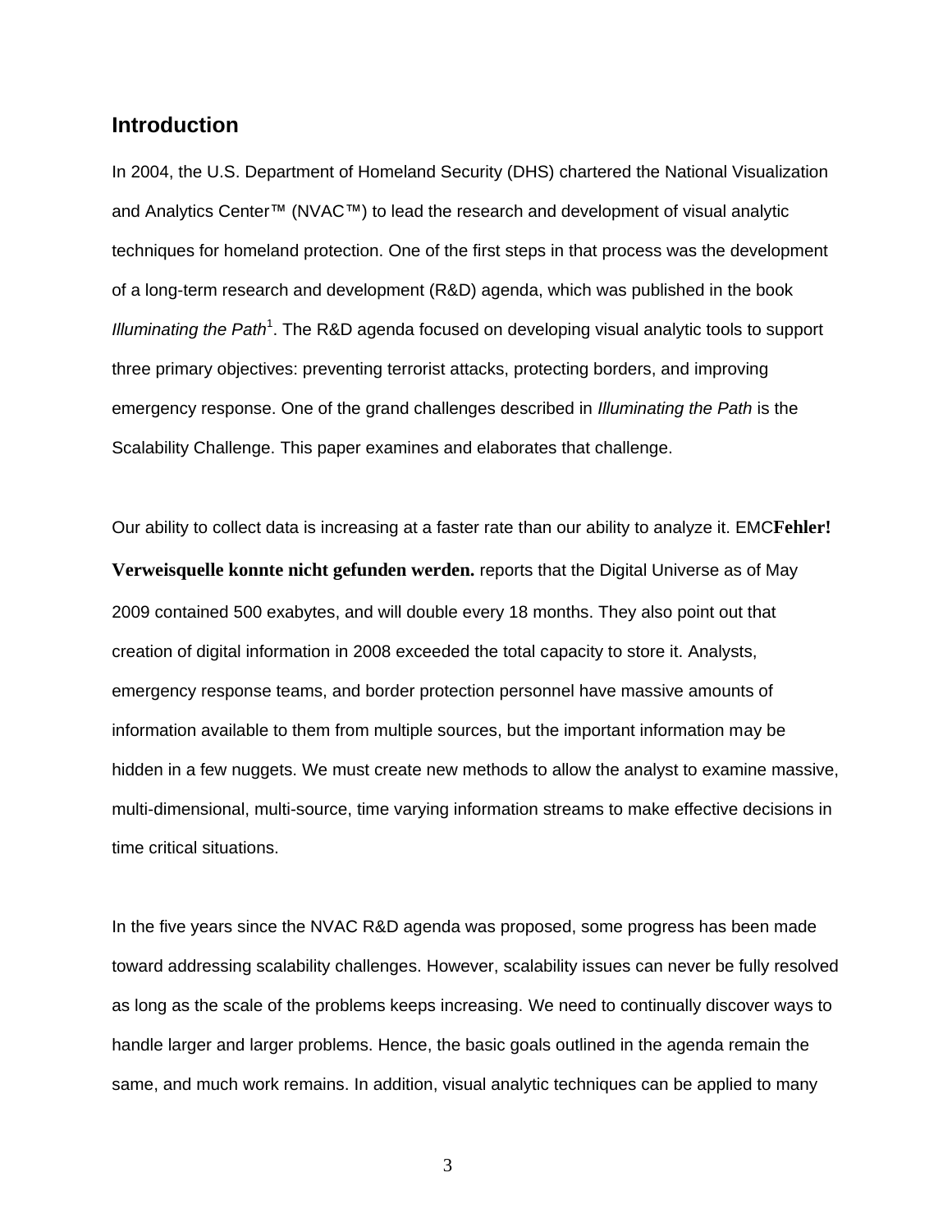## Introduction

In 2004, the U.S. Department of Homeland Security (DHS) chartered the National Visualization and Analytics Center™ (NVAC™) to lead the research and development of visual analytic techniques for homeland protection. One of the first steps in that process was the development of a long-term research and development (R&D) agenda, which was published in the book *Illuminating the Path*[1]. The R&D agenda focused on developing visual analytic tools to support three primary objectives: preventing terrorist attacks, protecting borders, and improving emergency response. One of the grand challenges described in *Illuminating the Path* is the Scalability Challenge. This paper examines and elaborates that challenge.

Our ability to collect data is increasing at a faster rate than our ability to analyze it. EMC**Fehler! Verweisquelle konnte nicht gefunden werden.** reports that the Digital Universe as of May 2009 contained 500 exabytes, and will double every 18 months. They also point out that creation of digital information in 2008 exceeded the total capacity to store it. Analysts, emergency response teams, and border protection personnel have massive amounts of information available to them from multiple sources, but the important information may be hidden in a few nuggets. We must create new methods to allow the analyst to examine massive, multi-dimensional, multi-source, time varying information streams to make effective decisions in time critical situations.

In the five years since the NVAC R&D agenda was proposed, some progress has been made toward addressing scalability challenges. However, scalability issues can never be fully resolved as long as the scale of the problems keeps increasing. We need to continually discover ways to handle larger and larger problems. Hence, the basic goals outlined in the agenda remain the same, and much work remains. In addition, visual analytic techniques can be applied to many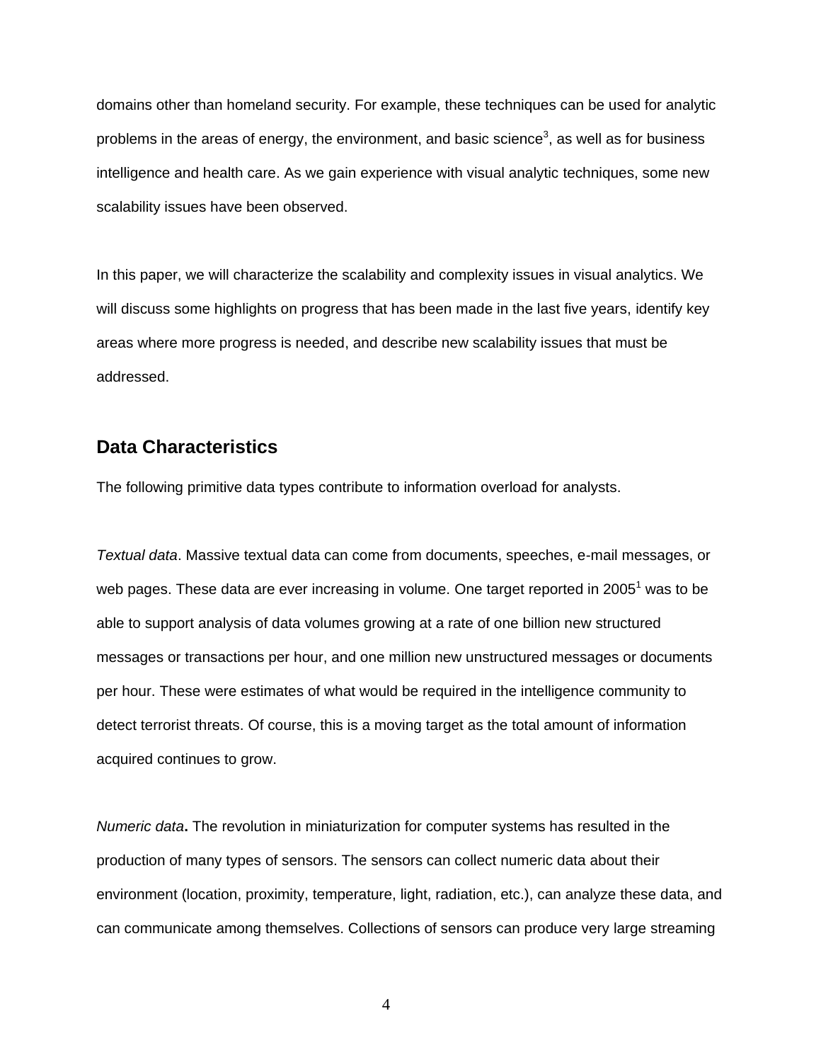domains other than homeland security. For example, these techniques can be used for analytic problems in the areas of energy, the environment, and basic science[3], as well as for business intelligence and health care. As we gain experience with visual analytic techniques, some new scalability issues have been observed.

In this paper, we will characterize the scalability and complexity issues in visual analytics. We will discuss some highlights on progress that has been made in the last five years, identify key areas where more progress is needed, and describe new scalability issues that must be addressed.

## Data Characteristics

The following primitive data types contribute to information overload for analysts.

*Textual data*. Massive textual data can come from documents, speeches, e-mail messages, or web pages. These data are ever increasing in volume. One target reported in 2005[1] was to be able to support analysis of data volumes growing at a rate of one billion new structured messages or transactions per hour, and one million new unstructured messages or documents per hour. These were estimates of what would be required in the intelligence community to detect terrorist threats. Of course, this is a moving target as the total amount of information acquired continues to grow.

*Numeric data***.** The revolution in miniaturization for computer systems has resulted in the production of many types of sensors. The sensors can collect numeric data about their environment (location, proximity, temperature, light, radiation, etc.), can analyze these data, and can communicate among themselves. Collections of sensors can produce very large streaming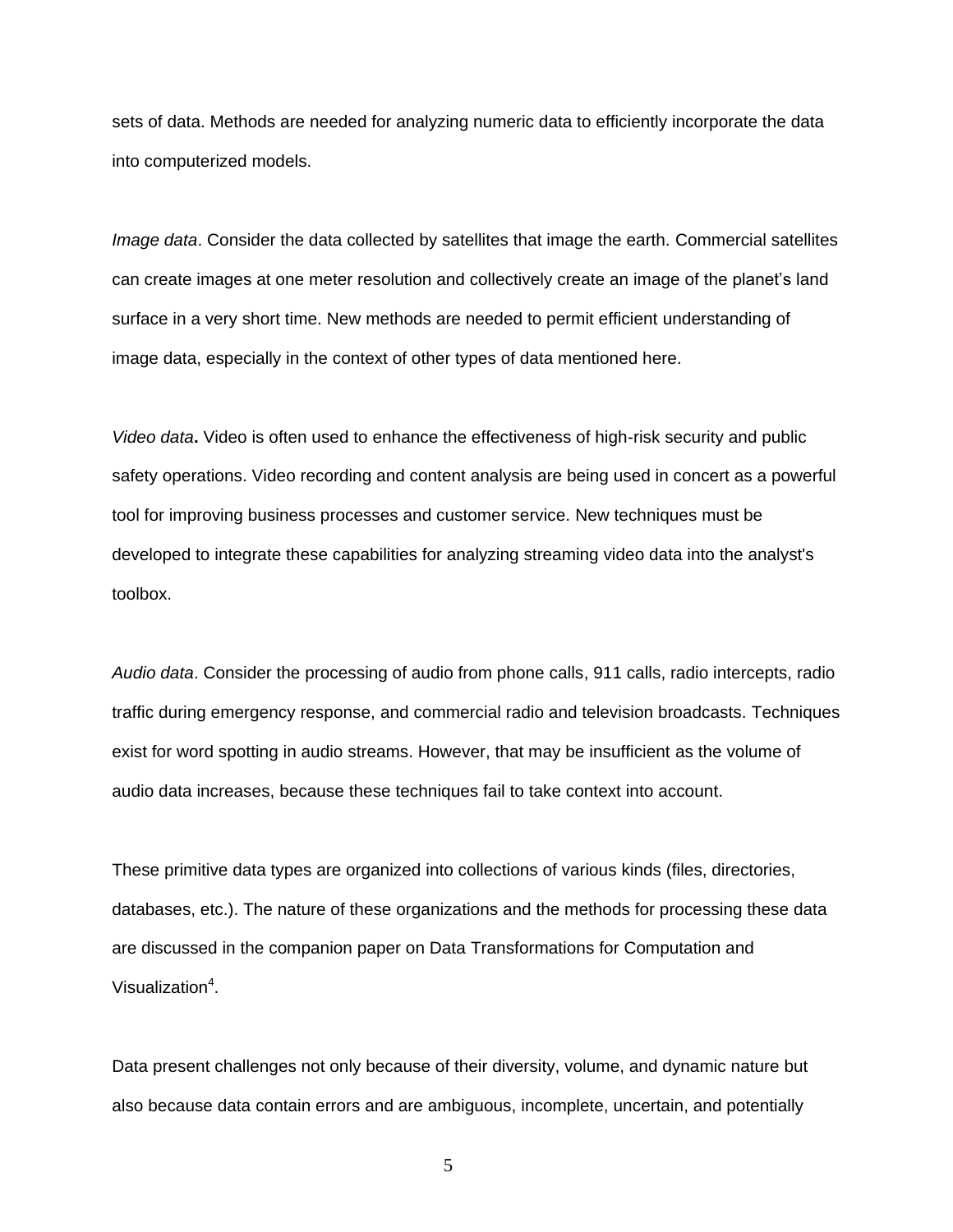sets of data. Methods are needed for analyzing numeric data to efficiently incorporate the data into computerized models.

*Image data*. Consider the data collected by satellites that image the earth. Commercial satellites can create images at one meter resolution and collectively create an image of the planet's land surface in a very short time. New methods are needed to permit efficient understanding of image data, especially in the context of other types of data mentioned here.

*Video data***.** Video is often used to enhance the effectiveness of high-risk security and public safety operations. Video recording and content analysis are being used in concert as a powerful tool for improving business processes and customer service. New techniques must be developed to integrate these capabilities for analyzing streaming video data into the analyst's toolbox.

*Audio data*. Consider the processing of audio from phone calls, 911 calls, radio intercepts, radio traffic during emergency response, and commercial radio and television broadcasts. Techniques exist for word spotting in audio streams. However, that may be insufficient as the volume of audio data increases, because these techniques fail to take context into account.

These primitive data types are organized into collections of various kinds (files, directories, databases, etc.). The nature of these organizations and the methods for processing these data are discussed in the companion paper on Data Transformations for Computation and Visualization[4].

Data present challenges not only because of their diversity, volume, and dynamic nature but also because data contain errors and are ambiguous, incomplete, uncertain, and potentially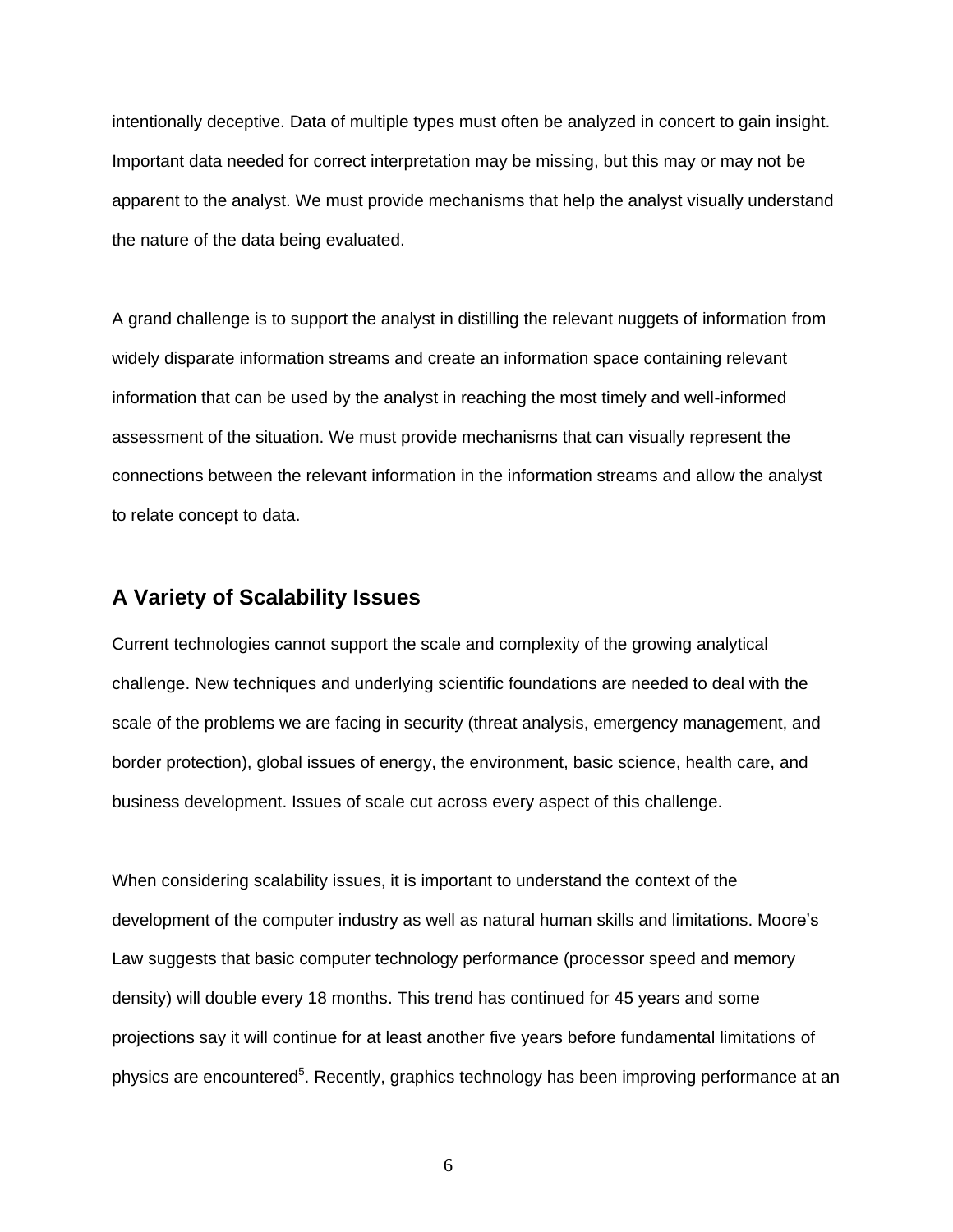intentionally deceptive. Data of multiple types must often be analyzed in concert to gain insight. Important data needed for correct interpretation may be missing, but this may or may not be apparent to the analyst. We must provide mechanisms that help the analyst visually understand the nature of the data being evaluated.

A grand challenge is to support the analyst in distilling the relevant nuggets of information from widely disparate information streams and create an information space containing relevant information that can be used by the analyst in reaching the most timely and well-informed assessment of the situation. We must provide mechanisms that can visually represent the connections between the relevant information in the information streams and allow the analyst to relate concept to data.

## A Variety of Scalability Issues

Current technologies cannot support the scale and complexity of the growing analytical challenge. New techniques and underlying scientific foundations are needed to deal with the scale of the problems we are facing in security (threat analysis, emergency management, and border protection), global issues of energy, the environment, basic science, health care, and business development. Issues of scale cut across every aspect of this challenge.

When considering scalability issues, it is important to understand the context of the development of the computer industry as well as natural human skills and limitations. Moore's Law suggests that basic computer technology performance (processor speed and memory density) will double every 18 months. This trend has continued for 45 years and some projections say it will continue for at least another five years before fundamental limitations of physics are encountered[5]. Recently, graphics technology has been improving performance at an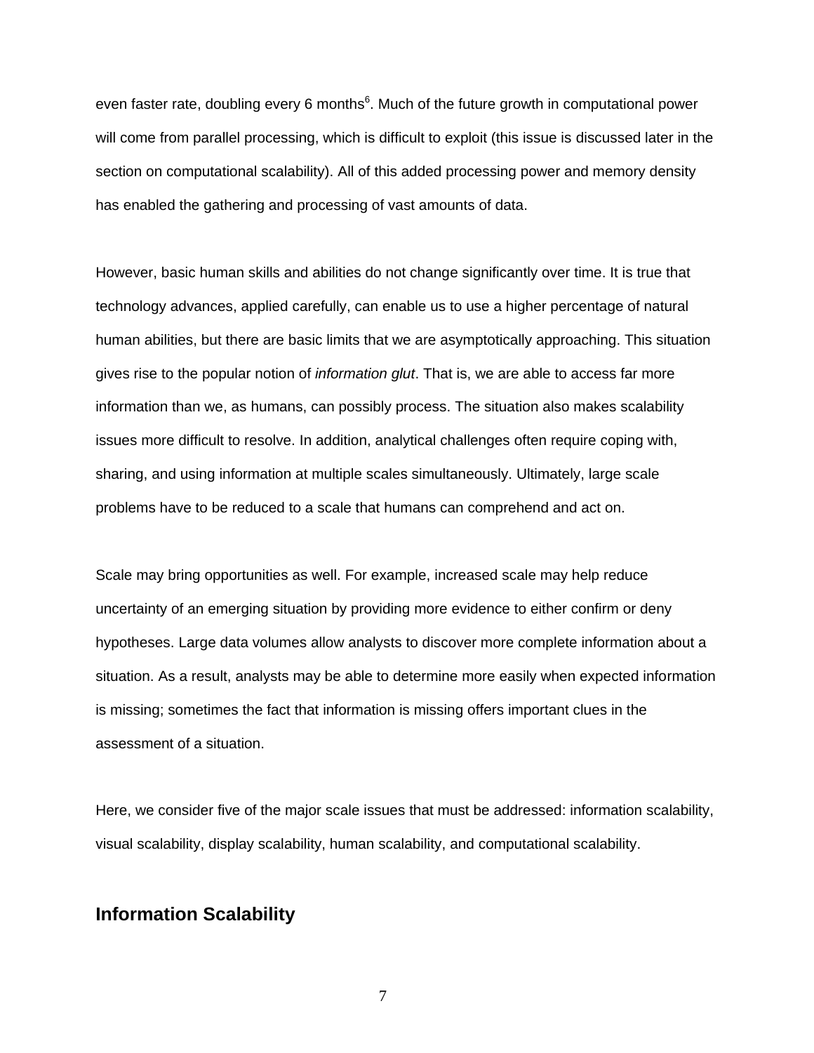even faster rate, doubling every 6 months[6]. Much of the future growth in computational power will come from parallel processing, which is difficult to exploit (this issue is discussed later in the section on computational scalability). All of this added processing power and memory density has enabled the gathering and processing of vast amounts of data.

However, basic human skills and abilities do not change significantly over time. It is true that technology advances, applied carefully, can enable us to use a higher percentage of natural human abilities, but there are basic limits that we are asymptotically approaching. This situation gives rise to the popular notion of *information glut*. That is, we are able to access far more information than we, as humans, can possibly process. The situation also makes scalability issues more difficult to resolve. In addition, analytical challenges often require coping with, sharing, and using information at multiple scales simultaneously. Ultimately, large scale problems have to be reduced to a scale that humans can comprehend and act on.

Scale may bring opportunities as well. For example, increased scale may help reduce uncertainty of an emerging situation by providing more evidence to either confirm or deny hypotheses. Large data volumes allow analysts to discover more complete information about a situation. As a result, analysts may be able to determine more easily when expected information is missing; sometimes the fact that information is missing offers important clues in the assessment of a situation.

Here, we consider five of the major scale issues that must be addressed: information scalability, visual scalability, display scalability, human scalability, and computational scalability.

## Information Scalability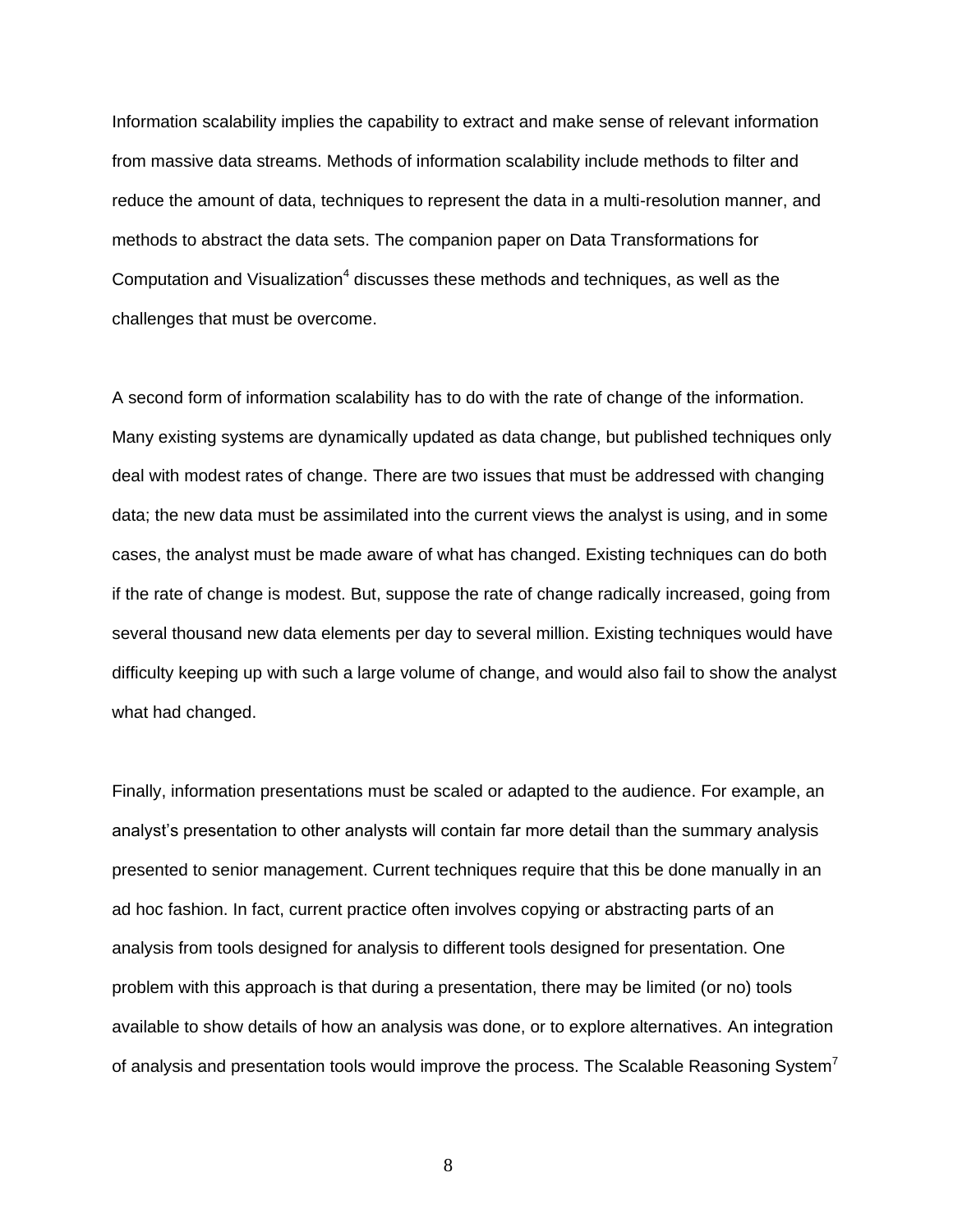Information scalability implies the capability to extract and make sense of relevant information from massive data streams. Methods of information scalability include methods to filter and reduce the amount of data, techniques to represent the data in a multi-resolution manner, and methods to abstract the data sets. The companion paper on Data Transformations for Computation and Visualization[4] discusses these methods and techniques, as well as the challenges that must be overcome.

A second form of information scalability has to do with the rate of change of the information. Many existing systems are dynamically updated as data change, but published techniques only deal with modest rates of change. There are two issues that must be addressed with changing data; the new data must be assimilated into the current views the analyst is using, and in some cases, the analyst must be made aware of what has changed. Existing techniques can do both if the rate of change is modest. But, suppose the rate of change radically increased, going from several thousand new data elements per day to several million. Existing techniques would have difficulty keeping up with such a large volume of change, and would also fail to show the analyst what had changed.

Finally, information presentations must be scaled or adapted to the audience. For example, an analyst's presentation to other analysts will contain far more detail than the summary analysis presented to senior management. Current techniques require that this be done manually in an ad hoc fashion. In fact, current practice often involves copying or abstracting parts of an analysis from tools designed for analysis to different tools designed for presentation. One problem with this approach is that during a presentation, there may be limited (or no) tools available to show details of how an analysis was done, or to explore alternatives. An integration of analysis and presentation tools would improve the process. The Scalable Reasoning System[7]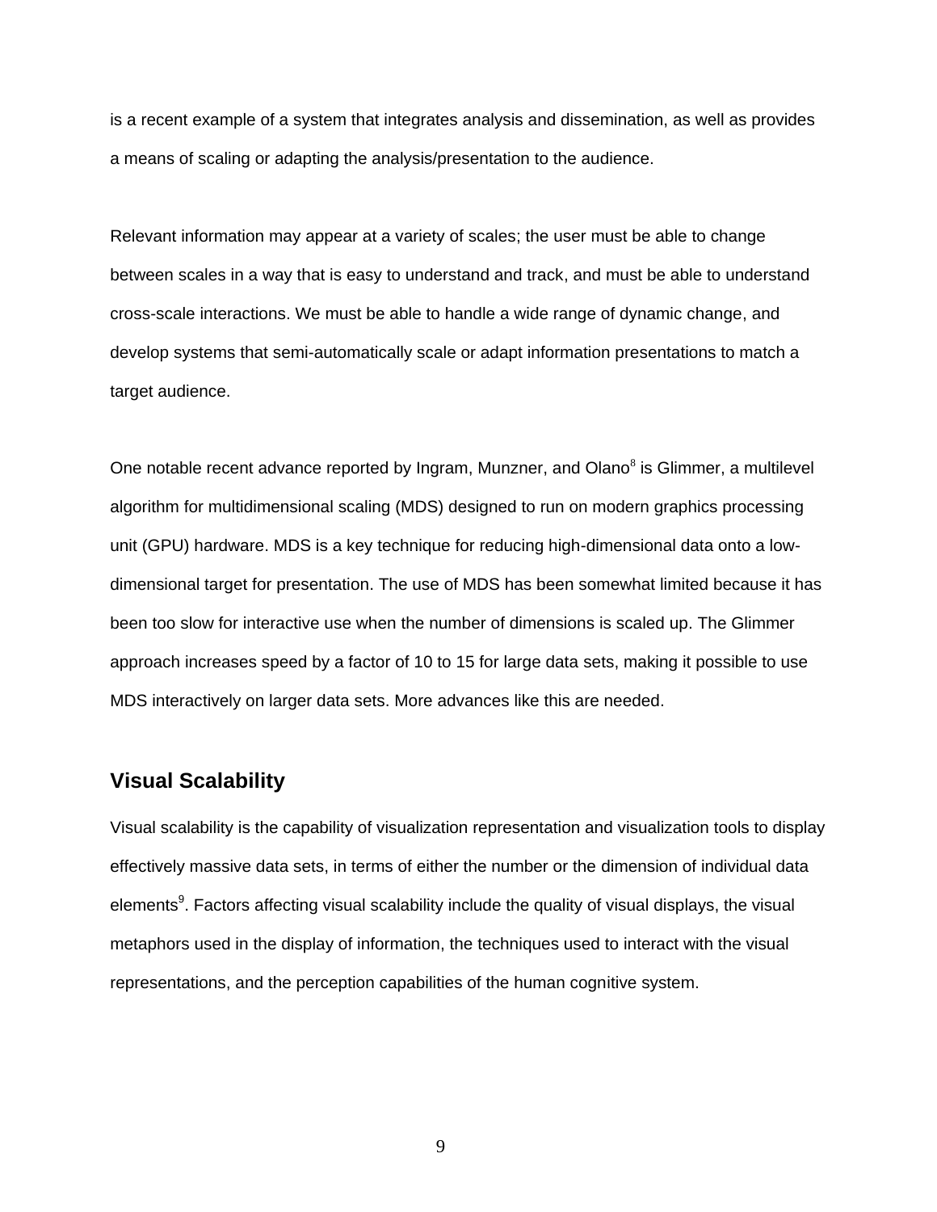is a recent example of a system that integrates analysis and dissemination, as well as provides a means of scaling or adapting the analysis/presentation to the audience.

Relevant information may appear at a variety of scales; the user must be able to change between scales in a way that is easy to understand and track, and must be able to understand cross-scale interactions. We must be able to handle a wide range of dynamic change, and develop systems that semi-automatically scale or adapt information presentations to match a target audience.

One notable recent advance reported by Ingram, Munzner, and Olano[8] is Glimmer, a multilevel algorithm for multidimensional scaling (MDS) designed to run on modern graphics processing unit (GPU) hardware. MDS is a key technique for reducing high-dimensional data onto a low-dimensional target for presentation. The use of MDS has been somewhat limited because it has been too slow for interactive use when the number of dimensions is scaled up. The Glimmer approach increases speed by a factor of 10 to 15 for large data sets, making it possible to use MDS interactively on larger data sets. More advances like this are needed.

## Visual Scalability

Visual scalability is the capability of visualization representation and visualization tools to display effectively massive data sets, in terms of either the number or the dimension of individual data elements[9]. Factors affecting visual scalability include the quality of visual displays, the visual metaphors used in the display of information, the techniques used to interact with the visual representations, and the perception capabilities of the human cognitive system.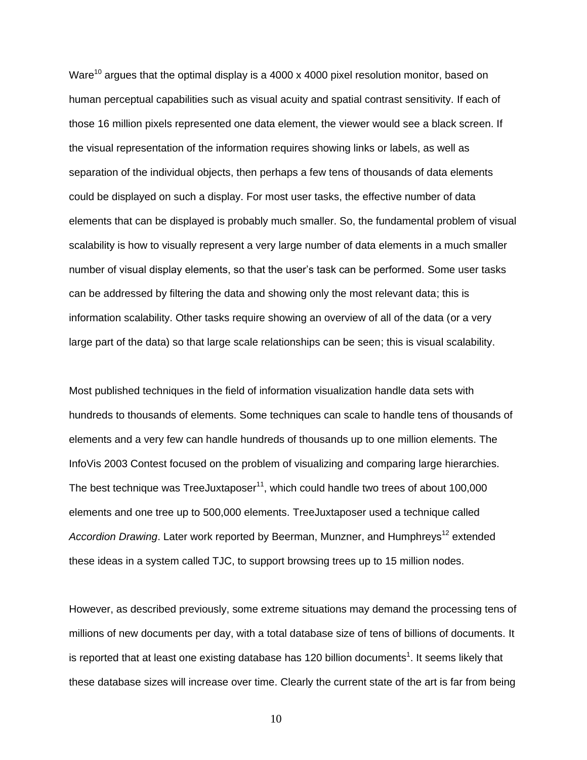Ware[10] argues that the optimal display is a 4000 x 4000 pixel resolution monitor, based on human perceptual capabilities such as visual acuity and spatial contrast sensitivity. If each of those 16 million pixels represented one data element, the viewer would see a black screen. If the visual representation of the information requires showing links or labels, as well as separation of the individual objects, then perhaps a few tens of thousands of data elements could be displayed on such a display. For most user tasks, the effective number of data elements that can be displayed is probably much smaller. So, the fundamental problem of visual scalability is how to visually represent a very large number of data elements in a much smaller number of visual display elements, so that the user's task can be performed. Some user tasks can be addressed by filtering the data and showing only the most relevant data; this is information scalability. Other tasks require showing an overview of all of the data (or a very large part of the data) so that large scale relationships can be seen; this is visual scalability.

Most published techniques in the field of information visualization handle data sets with hundreds to thousands of elements. Some techniques can scale to handle tens of thousands of elements and a very few can handle hundreds of thousands up to one million elements. The InfoVis 2003 Contest focused on the problem of visualizing and comparing large hierarchies. The best technique was TreeJuxtaposer[11], which could handle two trees of about 100,000 elements and one tree up to 500,000 elements. TreeJuxtaposer used a technique called *Accordion Drawing*. Later work reported by Beerman, Munzner, and Humphreys[12] extended these ideas in a system called TJC, to support browsing trees up to 15 million nodes.

However, as described previously, some extreme situations may demand the processing tens of millions of new documents per day, with a total database size of tens of billions of documents. It is reported that at least one existing database has 120 billion documents[1]. It seems likely that these database sizes will increase over time. Clearly the current state of the art is far from being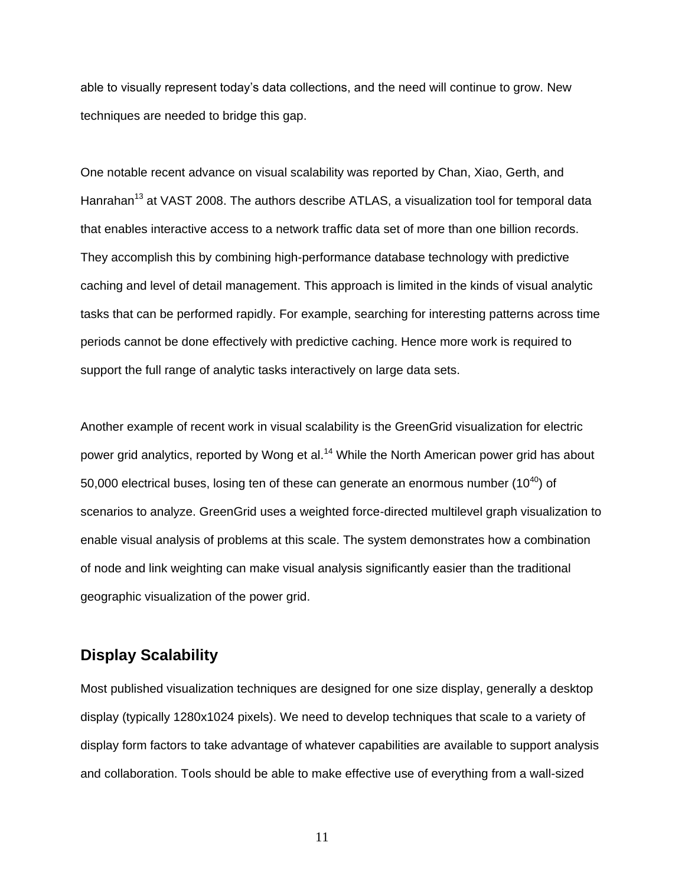able to visually represent today's data collections, and the need will continue to grow. New techniques are needed to bridge this gap.

One notable recent advance on visual scalability was reported by Chan, Xiao, Gerth, and Hanrahan[13] at VAST 2008. The authors describe ATLAS, a visualization tool for temporal data that enables interactive access to a network traffic data set of more than one billion records. They accomplish this by combining high-performance database technology with predictive caching and level of detail management. This approach is limited in the kinds of visual analytic tasks that can be performed rapidly. For example, searching for interesting patterns across time periods cannot be done effectively with predictive caching. Hence more work is required to support the full range of analytic tasks interactively on large data sets.

Another example of recent work in visual scalability is the GreenGrid visualization for electric power grid analytics, reported by Wong et al.[14] While the North American power grid has about 50,000 electrical buses, losing ten of these can generate an enormous number ($10^{40}$) of scenarios to analyze. GreenGrid uses a weighted force-directed multilevel graph visualization to enable visual analysis of problems at this scale. The system demonstrates how a combination of node and link weighting can make visual analysis significantly easier than the traditional geographic visualization of the power grid.

## Display Scalability

Most published visualization techniques are designed for one size display, generally a desktop display (typically 1280x1024 pixels). We need to develop techniques that scale to a variety of display form factors to take advantage of whatever capabilities are available to support analysis and collaboration. Tools should be able to make effective use of everything from a wall-sized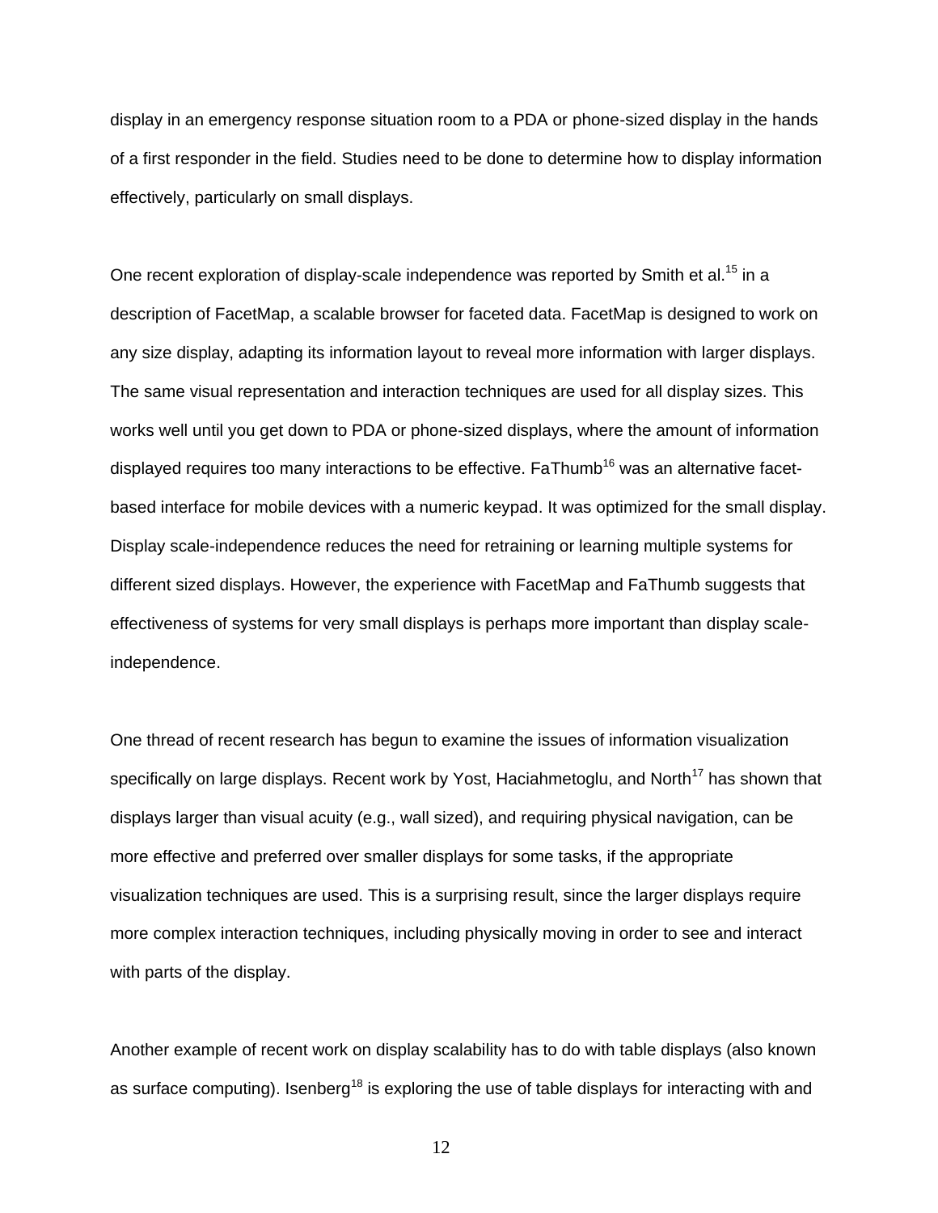display in an emergency response situation room to a PDA or phone-sized display in the hands of a first responder in the field. Studies need to be done to determine how to display information effectively, particularly on small displays.

One recent exploration of display-scale independence was reported by Smith et al.[15] in a description of FacetMap, a scalable browser for faceted data. FacetMap is designed to work on any size display, adapting its information layout to reveal more information with larger displays. The same visual representation and interaction techniques are used for all display sizes. This works well until you get down to PDA or phone-sized displays, where the amount of information displayed requires too many interactions to be effective. FaThumb[16] was an alternative facet-based interface for mobile devices with a numeric keypad. It was optimized for the small display. Display scale-independence reduces the need for retraining or learning multiple systems for different sized displays. However, the experience with FacetMap and FaThumb suggests that effectiveness of systems for very small displays is perhaps more important than display scale-independence.

One thread of recent research has begun to examine the issues of information visualization specifically on large displays. Recent work by Yost, Haciahmetoglu, and North[17] has shown that displays larger than visual acuity (e.g., wall sized), and requiring physical navigation, can be more effective and preferred over smaller displays for some tasks, if the appropriate visualization techniques are used. This is a surprising result, since the larger displays require more complex interaction techniques, including physically moving in order to see and interact with parts of the display.

Another example of recent work on display scalability has to do with table displays (also known as surface computing). Isenberg[18] is exploring the use of table displays for interacting with and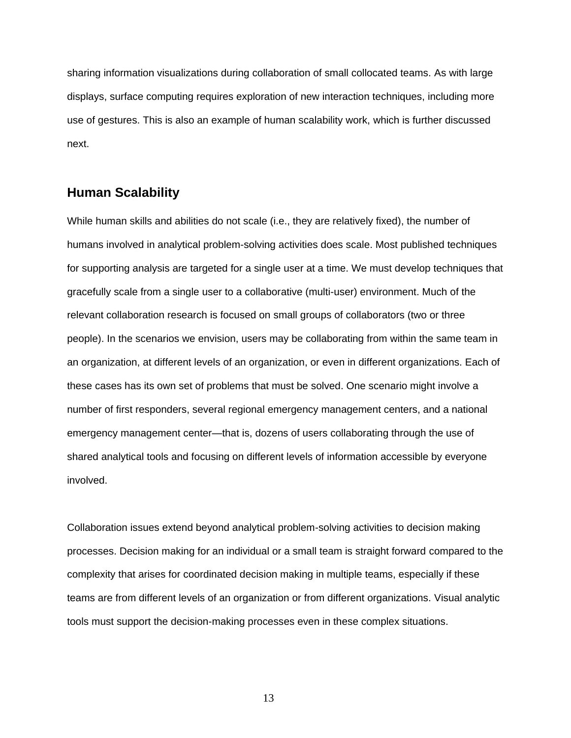sharing information visualizations during collaboration of small collocated teams. As with large displays, surface computing requires exploration of new interaction techniques, including more use of gestures. This is also an example of human scalability work, which is further discussed next.

## Human Scalability

While human skills and abilities do not scale (i.e., they are relatively fixed), the number of humans involved in analytical problem-solving activities does scale. Most published techniques for supporting analysis are targeted for a single user at a time. We must develop techniques that gracefully scale from a single user to a collaborative (multi-user) environment. Much of the relevant collaboration research is focused on small groups of collaborators (two or three people). In the scenarios we envision, users may be collaborating from within the same team in an organization, at different levels of an organization, or even in different organizations. Each of these cases has its own set of problems that must be solved. One scenario might involve a number of first responders, several regional emergency management centers, and a national emergency management center—that is, dozens of users collaborating through the use of shared analytical tools and focusing on different levels of information accessible by everyone involved.

Collaboration issues extend beyond analytical problem-solving activities to decision making processes. Decision making for an individual or a small team is straight forward compared to the complexity that arises for coordinated decision making in multiple teams, especially if these teams are from different levels of an organization or from different organizations. Visual analytic tools must support the decision-making processes even in these complex situations.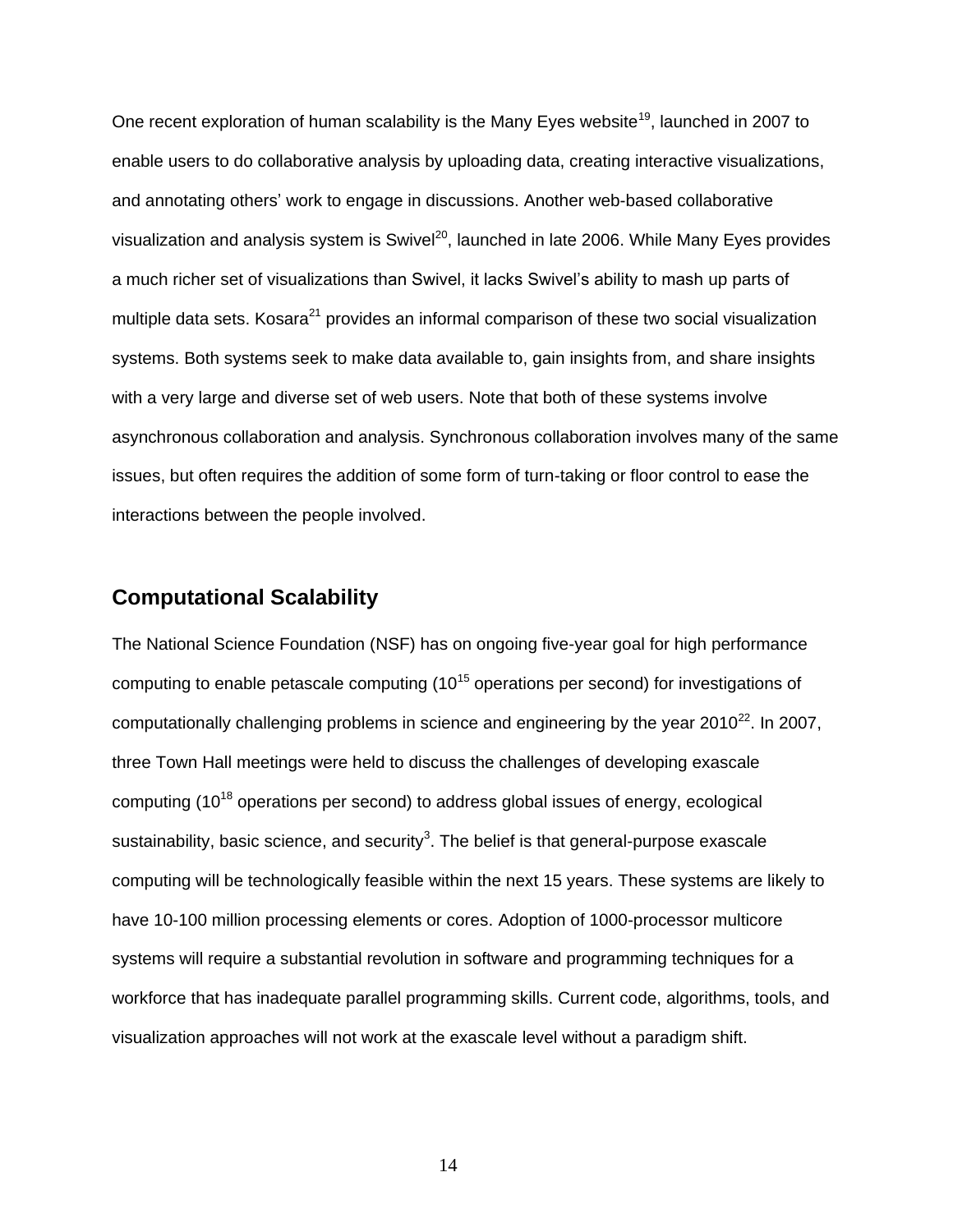One recent exploration of human scalability is the Many Eyes website[19], launched in 2007 to enable users to do collaborative analysis by uploading data, creating interactive visualizations, and annotating others' work to engage in discussions. Another web-based collaborative visualization and analysis system is Swivel[20], launched in late 2006. While Many Eyes provides a much richer set of visualizations than Swivel, it lacks Swivel's ability to mash up parts of multiple data sets. Kosara[21] provides an informal comparison of these two social visualization systems. Both systems seek to make data available to, gain insights from, and share insights with a very large and diverse set of web users. Note that both of these systems involve asynchronous collaboration and analysis. Synchronous collaboration involves many of the same issues, but often requires the addition of some form of turn-taking or floor control to ease the interactions between the people involved.

## Computational Scalability

The National Science Foundation (NSF) has on ongoing five-year goal for high performance computing to enable petascale computing ($10^{15}$ operations per second) for investigations of computationally challenging problems in science and engineering by the year 2010[22]. In 2007, three Town Hall meetings were held to discuss the challenges of developing exascale computing ($10^{18}$ operations per second) to address global issues of energy, ecological sustainability, basic science, and security[3]. The belief is that general-purpose exascale computing will be technologically feasible within the next 15 years. These systems are likely to have 10-100 million processing elements or cores. Adoption of 1000-processor multicore systems will require a substantial revolution in software and programming techniques for a workforce that has inadequate parallel programming skills. Current code, algorithms, tools, and visualization approaches will not work at the exascale level without a paradigm shift.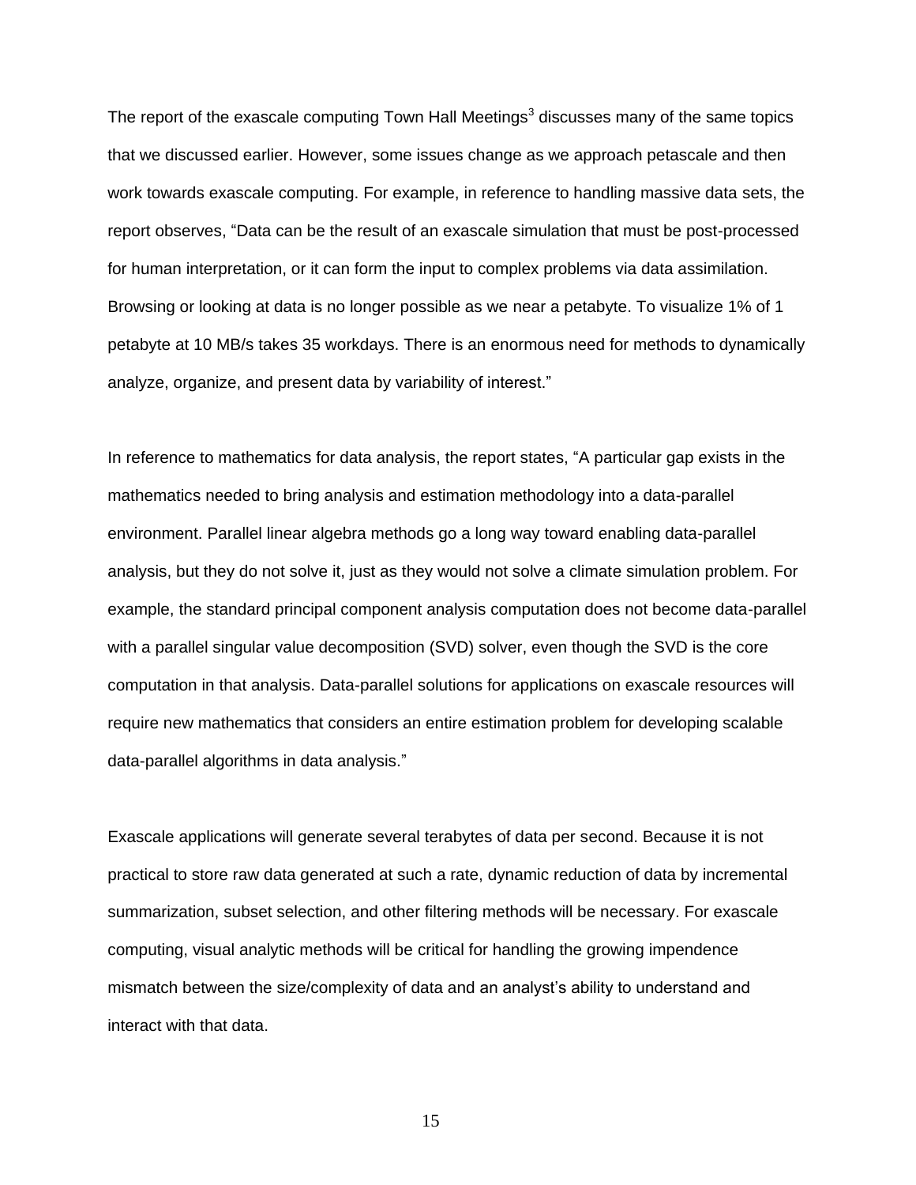The report of the exascale computing Town Hall Meetings[3] discusses many of the same topics that we discussed earlier. However, some issues change as we approach petascale and then work towards exascale computing. For example, in reference to handling massive data sets, the report observes, “Data can be the result of an exascale simulation that must be post-processed for human interpretation, or it can form the input to complex problems via data assimilation. Browsing or looking at data is no longer possible as we near a petabyte. To visualize 1% of 1 petabyte at 10 MB/s takes 35 workdays. There is an enormous need for methods to dynamically analyze, organize, and present data by variability of interest.”

In reference to mathematics for data analysis, the report states, “A particular gap exists in the mathematics needed to bring analysis and estimation methodology into a data-parallel environment. Parallel linear algebra methods go a long way toward enabling data-parallel analysis, but they do not solve it, just as they would not solve a climate simulation problem. For example, the standard principal component analysis computation does not become data-parallel with a parallel singular value decomposition (SVD) solver, even though the SVD is the core computation in that analysis. Data-parallel solutions for applications on exascale resources will require new mathematics that considers an entire estimation problem for developing scalable data-parallel algorithms in data analysis.”

Exascale applications will generate several terabytes of data per second. Because it is not practical to store raw data generated at such a rate, dynamic reduction of data by incremental summarization, subset selection, and other filtering methods will be necessary. For exascale computing, visual analytic methods will be critical for handling the growing impendence mismatch between the size/complexity of data and an analyst’s ability to understand and interact with that data.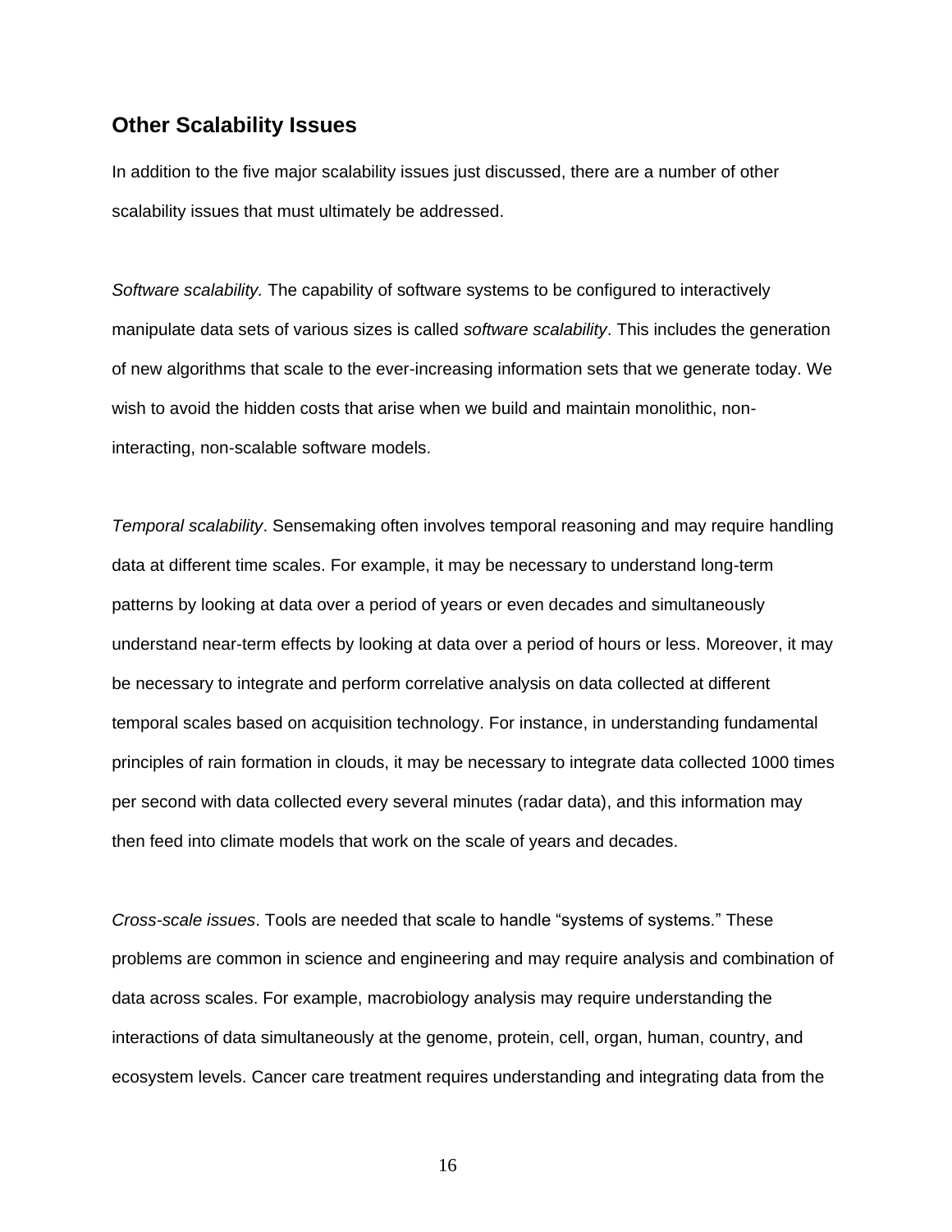## Other Scalability Issues

In addition to the five major scalability issues just discussed, there are a number of other scalability issues that must ultimately be addressed.

*Software scalability.* The capability of software systems to be configured to interactively manipulate data sets of various sizes is called *software scalability*. This includes the generation of new algorithms that scale to the ever-increasing information sets that we generate today. We wish to avoid the hidden costs that arise when we build and maintain monolithic, non-interacting, non-scalable software models.

*Temporal scalability*. Sensemaking often involves temporal reasoning and may require handling data at different time scales. For example, it may be necessary to understand long-term patterns by looking at data over a period of years or even decades and simultaneously understand near-term effects by looking at data over a period of hours or less. Moreover, it may be necessary to integrate and perform correlative analysis on data collected at different temporal scales based on acquisition technology. For instance, in understanding fundamental principles of rain formation in clouds, it may be necessary to integrate data collected 1000 times per second with data collected every several minutes (radar data), and this information may then feed into climate models that work on the scale of years and decades.

*Cross-scale issues*. Tools are needed that scale to handle "systems of systems." These problems are common in science and engineering and may require analysis and combination of data across scales. For example, macrobiology analysis may require understanding the interactions of data simultaneously at the genome, protein, cell, organ, human, country, and ecosystem levels. Cancer care treatment requires understanding and integrating data from the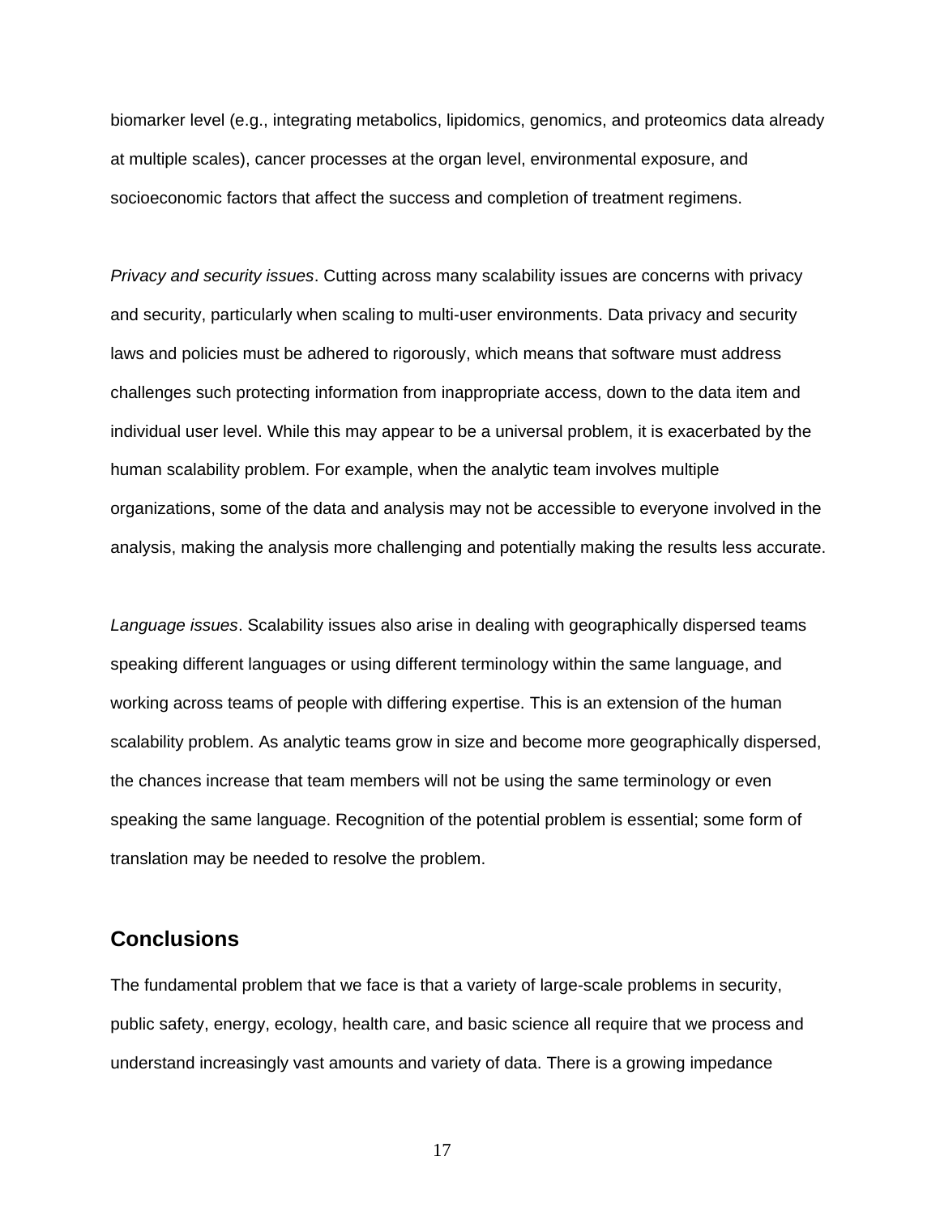biomarker level (e.g., integrating metabolics, lipidomics, genomics, and proteomics data already at multiple scales), cancer processes at the organ level, environmental exposure, and socioeconomic factors that affect the success and completion of treatment regimens.

*Privacy and security issues*. Cutting across many scalability issues are concerns with privacy and security, particularly when scaling to multi-user environments. Data privacy and security laws and policies must be adhered to rigorously, which means that software must address challenges such protecting information from inappropriate access, down to the data item and individual user level. While this may appear to be a universal problem, it is exacerbated by the human scalability problem. For example, when the analytic team involves multiple organizations, some of the data and analysis may not be accessible to everyone involved in the analysis, making the analysis more challenging and potentially making the results less accurate.

*Language issues*. Scalability issues also arise in dealing with geographically dispersed teams speaking different languages or using different terminology within the same language, and working across teams of people with differing expertise. This is an extension of the human scalability problem. As analytic teams grow in size and become more geographically dispersed, the chances increase that team members will not be using the same terminology or even speaking the same language. Recognition of the potential problem is essential; some form of translation may be needed to resolve the problem.

## Conclusions

The fundamental problem that we face is that a variety of large-scale problems in security, public safety, energy, ecology, health care, and basic science all require that we process and understand increasingly vast amounts and variety of data. There is a growing impedance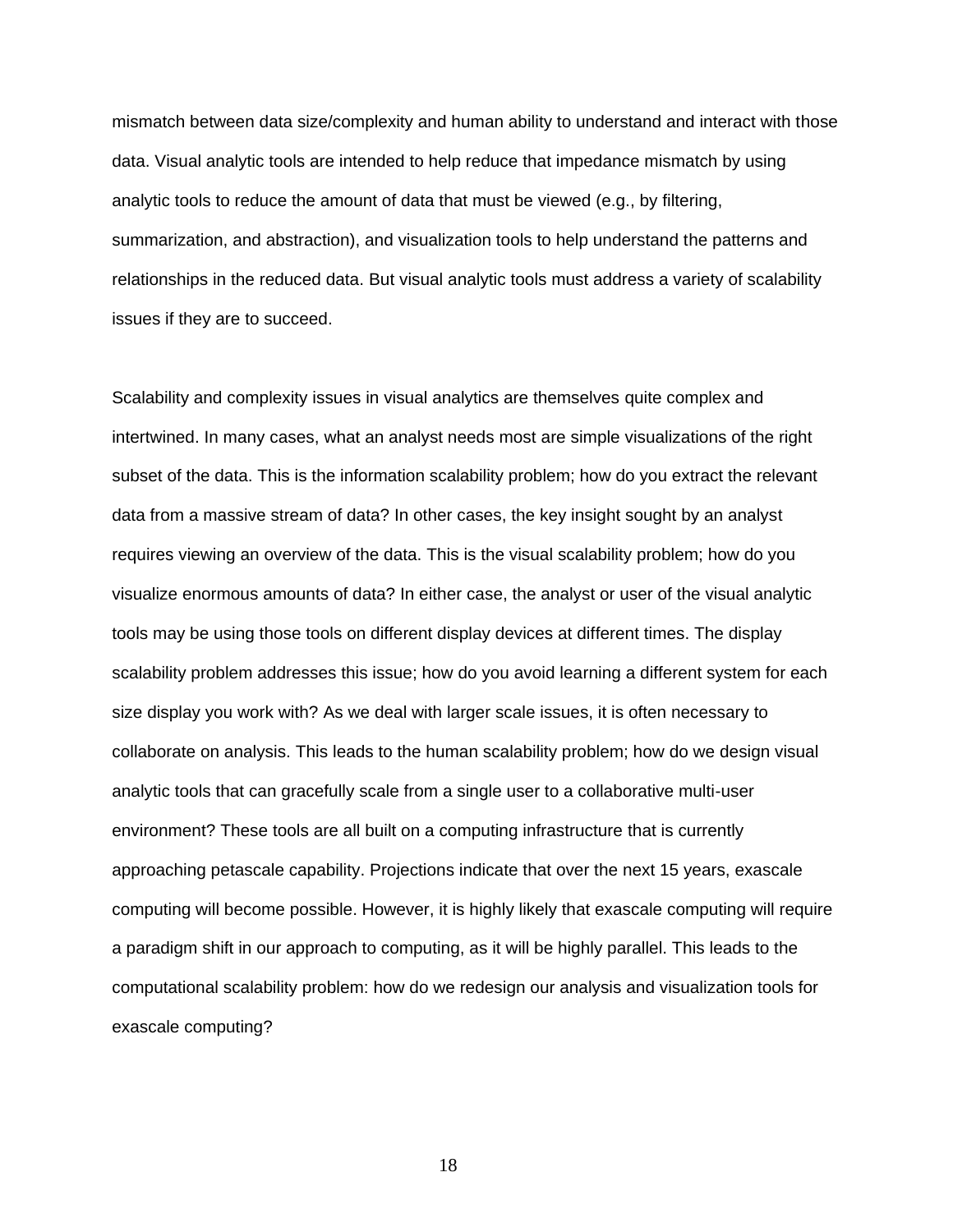mismatch between data size/complexity and human ability to understand and interact with those data. Visual analytic tools are intended to help reduce that impedance mismatch by using analytic tools to reduce the amount of data that must be viewed (e.g., by filtering, summarization, and abstraction), and visualization tools to help understand the patterns and relationships in the reduced data. But visual analytic tools must address a variety of scalability issues if they are to succeed.

Scalability and complexity issues in visual analytics are themselves quite complex and intertwined. In many cases, what an analyst needs most are simple visualizations of the right subset of the data. This is the information scalability problem; how do you extract the relevant data from a massive stream of data? In other cases, the key insight sought by an analyst requires viewing an overview of the data. This is the visual scalability problem; how do you visualize enormous amounts of data? In either case, the analyst or user of the visual analytic tools may be using those tools on different display devices at different times. The display scalability problem addresses this issue; how do you avoid learning a different system for each size display you work with? As we deal with larger scale issues, it is often necessary to collaborate on analysis. This leads to the human scalability problem; how do we design visual analytic tools that can gracefully scale from a single user to a collaborative multi-user environment? These tools are all built on a computing infrastructure that is currently approaching petascale capability. Projections indicate that over the next 15 years, exascale computing will become possible. However, it is highly likely that exascale computing will require a paradigm shift in our approach to computing, as it will be highly parallel. This leads to the computational scalability problem: how do we redesign our analysis and visualization tools for exascale computing?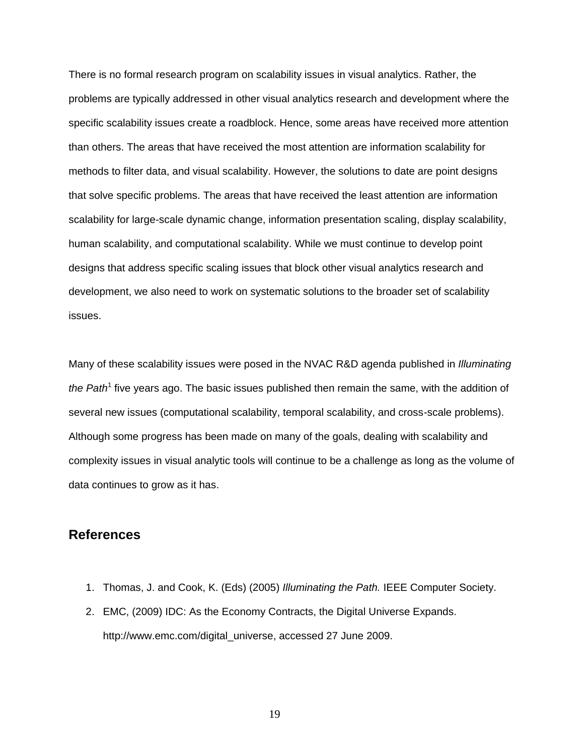There is no formal research program on scalability issues in visual analytics. Rather, the problems are typically addressed in other visual analytics research and development where the specific scalability issues create a roadblock. Hence, some areas have received more attention than others. The areas that have received the most attention are information scalability for methods to filter data, and visual scalability. However, the solutions to date are point designs that solve specific problems. The areas that have received the least attention are information scalability for large-scale dynamic change, information presentation scaling, display scalability, human scalability, and computational scalability. While we must continue to develop point designs that address specific scaling issues that block other visual analytics research and development, we also need to work on systematic solutions to the broader set of scalability issues.

Many of these scalability issues were posed in the NVAC R&D agenda published in *Illuminating the Path*[1] five years ago. The basic issues published then remain the same, with the addition of several new issues (computational scalability, temporal scalability, and cross-scale problems). Although some progress has been made on many of the goals, dealing with scalability and complexity issues in visual analytic tools will continue to be a challenge as long as the volume of data continues to grow as it has.

## References

1. Thomas, J. and Cook, K. (Eds) (2005) *Illuminating the Path.* IEEE Computer Society.
2. EMC, (2009) IDC: As the Economy Contracts, the Digital Universe Expands. http://www.emc.com/digital_universe, accessed 27 June 2009.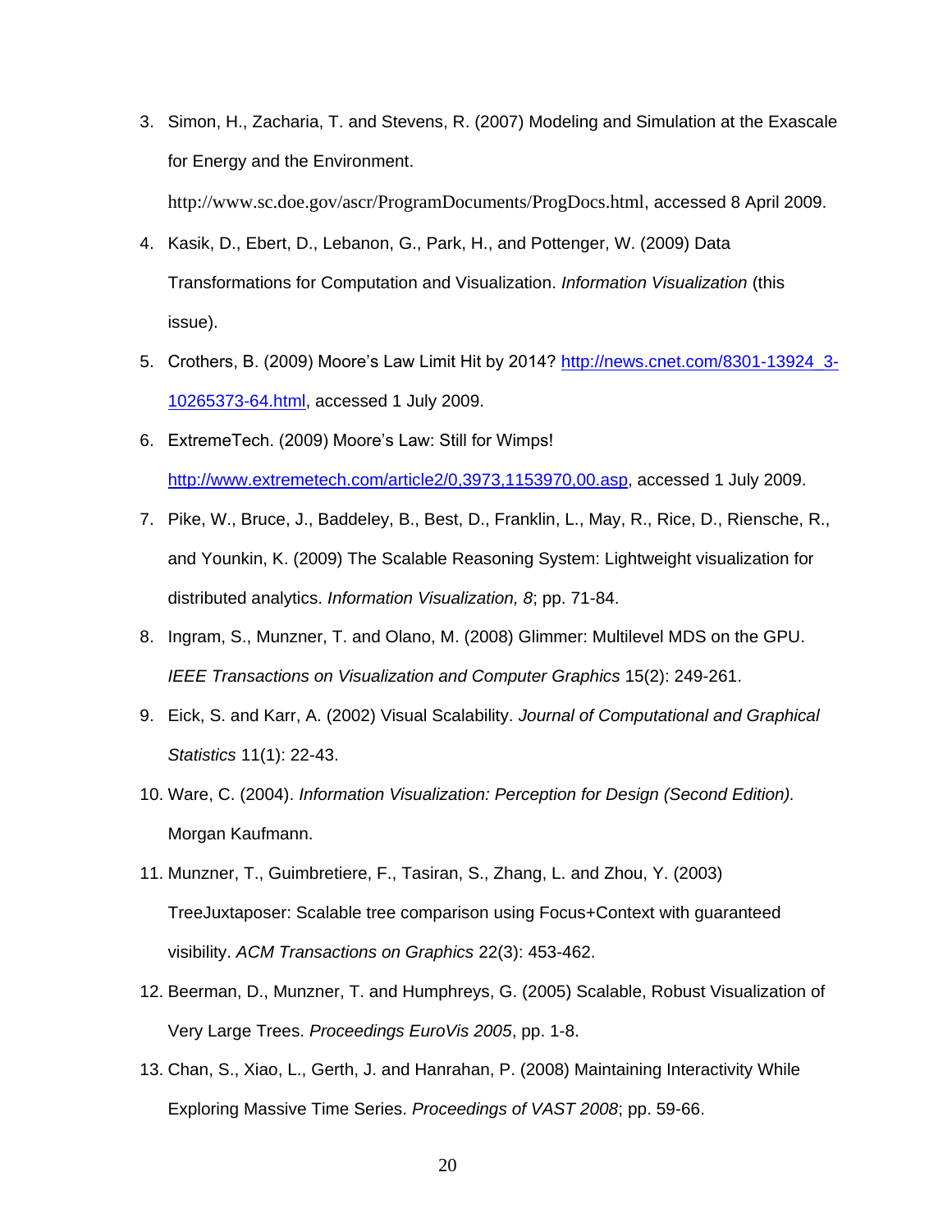3. Simon, H., Zacharia, T. and Stevens, R. (2007) Modeling and Simulation at the Exascale for Energy and the Environment. http://www.sc.doe.gov/ascr/ProgramDocuments/ProgDocs.html, accessed 8 April 2009.
4. Kasik, D., Ebert, D., Lebanon, G., Park, H., and Pottenger, W. (2009) Data Transformations for Computation and Visualization. *Information Visualization* (this issue).
5. Crothers, B. (2009) Moore's Law Limit Hit by 2014? [http://news.cnet.com/8301-13924_3-10265373-64.html](http://news.cnet.com/8301-13924_3-10265373-64.html), accessed 1 July 2009.
6. ExtremeTech. (2009) Moore's Law: Still for Wimps! [http://www.extremetech.com/article2/0,3973,1153970,00.asp](http://www.extremetech.com/article2/0,3973,1153970,00.asp), accessed 1 July 2009.
7. Pike, W., Bruce, J., Baddeley, B., Best, D., Franklin, L., May, R., Rice, D., Riensche, R., and Younkin, K. (2009) The Scalable Reasoning System: Lightweight visualization for distributed analytics. *Information Visualization, 8*; pp. 71-84.
8. Ingram, S., Munzner, T. and Olano, M. (2008) Glimmer: Multilevel MDS on the GPU. *IEEE Transactions on Visualization and Computer Graphics* 15(2): 249-261.
9. Eick, S. and Karr, A. (2002) Visual Scalability. *Journal of Computational and Graphical Statistics* 11(1): 22-43.
10. Ware, C. (2004). *Information Visualization: Perception for Design (Second Edition).* Morgan Kaufmann.
11. Munzner, T., Guimbretiere, F., Tasiran, S., Zhang, L. and Zhou, Y. (2003) TreeJuxtaposer: Scalable tree comparison using Focus+Context with guaranteed visibility. *ACM Transactions on Graphics* 22(3): 453-462.
12. Beerman, D., Munzner, T. and Humphreys, G. (2005) Scalable, Robust Visualization of Very Large Trees. *Proceedings EuroVis 2005*, pp. 1-8.
13. Chan, S., Xiao, L., Gerth, J. and Hanrahan, P. (2008) Maintaining Interactivity While Exploring Massive Time Series. *Proceedings of VAST 2008*; pp. 59-66.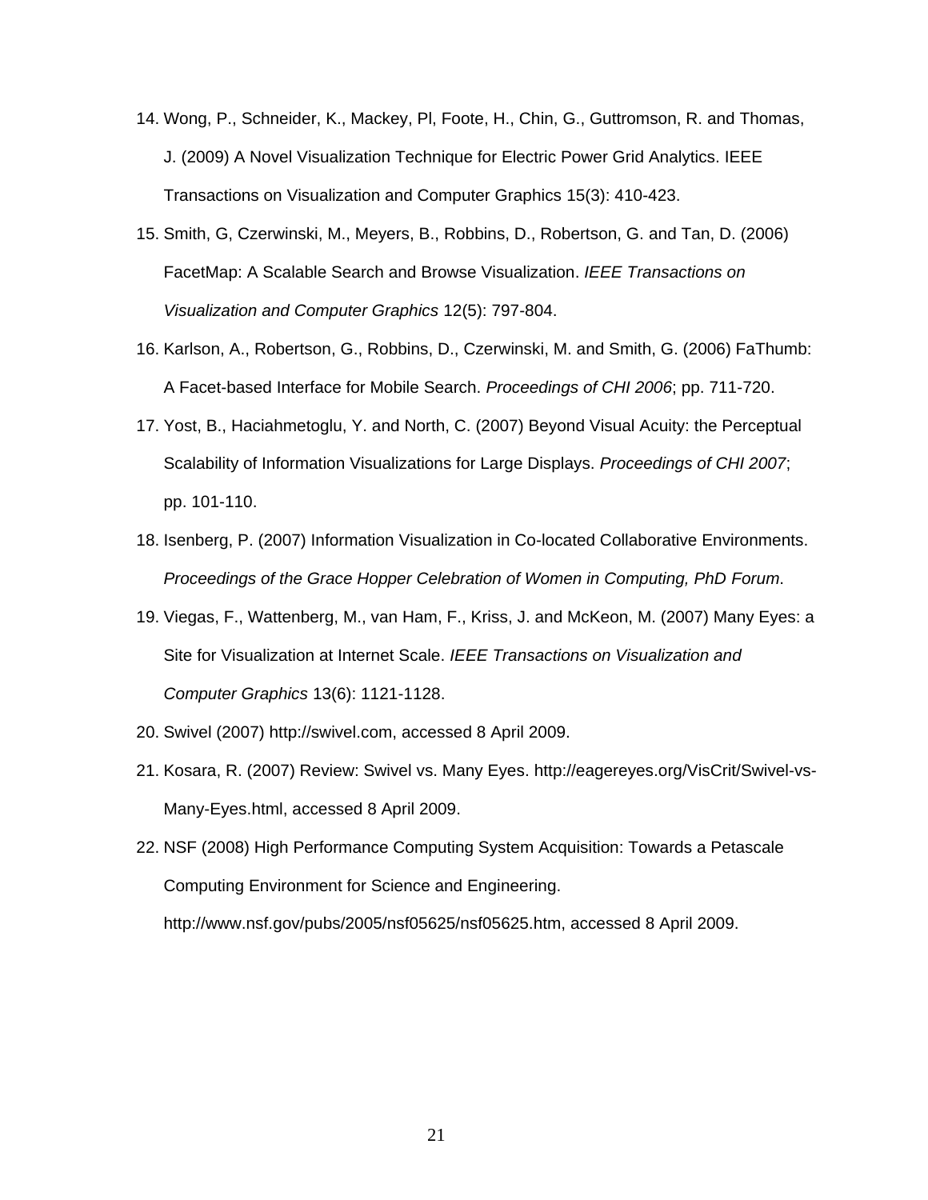14. Wong, P., Schneider, K., Mackey, Pl, Foote, H., Chin, G., Guttromson, R. and Thomas, J. (2009) A Novel Visualization Technique for Electric Power Grid Analytics. IEEE Transactions on Visualization and Computer Graphics 15(3): 410-423.
15. Smith, G, Czerwinski, M., Meyers, B., Robbins, D., Robertson, G. and Tan, D. (2006) FacetMap: A Scalable Search and Browse Visualization. *IEEE Transactions on Visualization and Computer Graphics* 12(5): 797-804.
16. Karlson, A., Robertson, G., Robbins, D., Czerwinski, M. and Smith, G. (2006) FaThumb: A Facet-based Interface for Mobile Search. *Proceedings of CHI 2006*; pp. 711-720.
17. Yost, B., Haciahmetoglu, Y. and North, C. (2007) Beyond Visual Acuity: the Perceptual Scalability of Information Visualizations for Large Displays. *Proceedings of CHI 2007*; pp. 101-110.
18. Isenberg, P. (2007) Information Visualization in Co-located Collaborative Environments. *Proceedings of the Grace Hopper Celebration of Women in Computing, PhD Forum*.
19. Viegas, F., Wattenberg, M., van Ham, F., Kriss, J. and McKeon, M. (2007) Many Eyes: a Site for Visualization at Internet Scale. *IEEE Transactions on Visualization and Computer Graphics* 13(6): 1121-1128.
20. Swivel (2007) http://swivel.com, accessed 8 April 2009.
21. Kosara, R. (2007) Review: Swivel vs. Many Eyes. http://eagereyes.org/VisCrit/Swivel-vs-Many-Eyes.html, accessed 8 April 2009.
22. NSF (2008) High Performance Computing System Acquisition: Towards a Petascale Computing Environment for Science and Engineering. http://www.nsf.gov/pubs/2005/nsf05625/nsf05625.htm, accessed 8 April 2009.